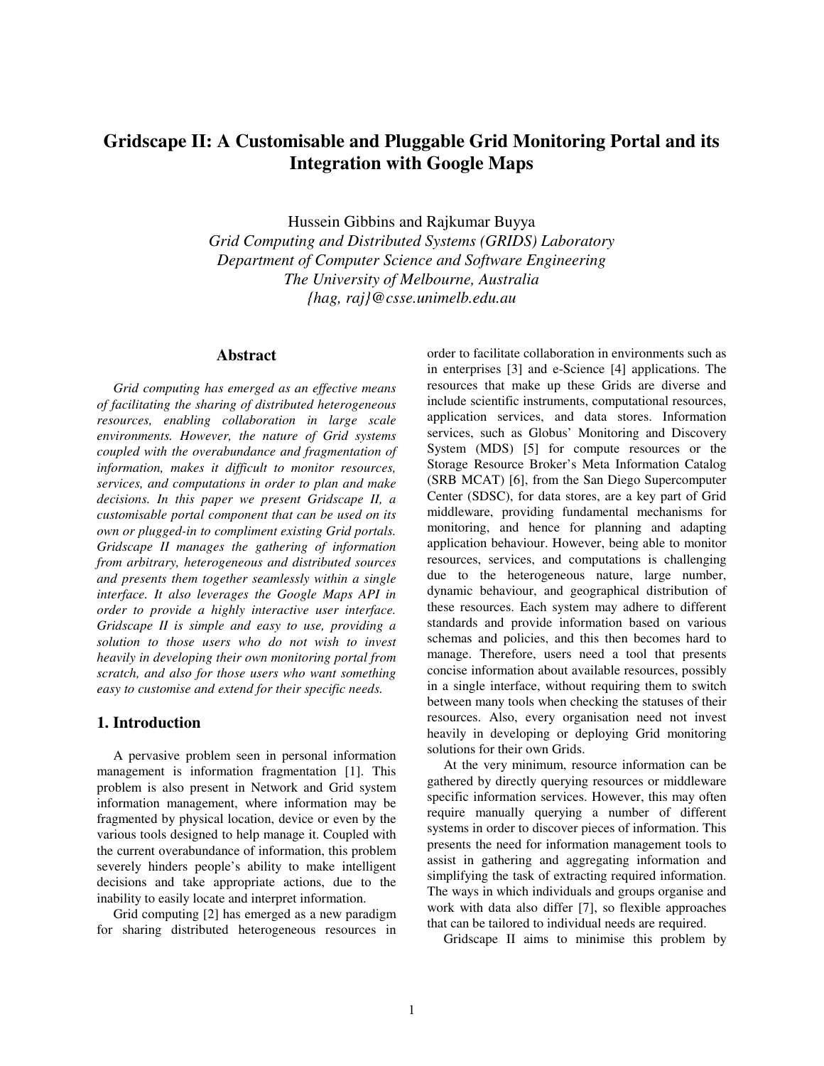# Gridscape II: A Customisable and Pluggable Grid Monitoring Portal and its Integration with Google Maps

Hussein Gibbins and Rajkumar Buyya

*Grid Computing and Distributed Systems (GRIDS) Laboratory*
*Department of Computer Science and Software Engineering*
*The University of Melbourne, Australia*
*{hag, raj}@csse.unimelb.edu.au*

## Abstract

*Grid computing has emerged as an effective means of facilitating the sharing of distributed heterogeneous resources, enabling collaboration in large scale environments. However, the nature of Grid systems coupled with the overabundance and fragmentation of information, makes it difficult to monitor resources, services, and computations in order to plan and make decisions. In this paper we present Gridscape II, a customisable portal component that can be used on its own or plugged-in to compliment existing Grid portals. Gridscape II manages the gathering of information from arbitrary, heterogeneous and distributed sources and presents them together seamlessly within a single interface. It also leverages the Google Maps API in order to provide a highly interactive user interface. Gridscape II is simple and easy to use, providing a solution to those users who do not wish to invest heavily in developing their own monitoring portal from scratch, and also for those users who want something easy to customise and extend for their specific needs.*

## 1. Introduction

A pervasive problem seen in personal information management is information fragmentation [1]. This problem is also present in Network and Grid system information management, where information may be fragmented by physical location, device or even by the various tools designed to help manage it. Coupled with the current overabundance of information, this problem severely hinders people's ability to make intelligent decisions and take appropriate actions, due to the inability to easily locate and interpret information.

Grid computing [2] has emerged as a new paradigm for sharing distributed heterogeneous resources in order to facilitate collaboration in environments such as in enterprises [3] and e-Science [4] applications. The resources that make up these Grids are diverse and include scientific instruments, computational resources, application services, and data stores. Information services, such as Globus' Monitoring and Discovery System (MDS) [5] for compute resources or the Storage Resource Broker's Meta Information Catalog (SRB MCAT) [6], from the San Diego Supercomputer Center (SDSC), for data stores, are a key part of Grid middleware, providing fundamental mechanisms for monitoring, and hence for planning and adapting application behaviour. However, being able to monitor resources, services, and computations is challenging due to the heterogeneous nature, large number, dynamic behaviour, and geographical distribution of these resources. Each system may adhere to different standards and provide information based on various schemas and policies, and this then becomes hard to manage. Therefore, users need a tool that presents concise information about available resources, possibly in a single interface, without requiring them to switch between many tools when checking the statuses of their resources. Also, every organisation need not invest heavily in developing or deploying Grid monitoring solutions for their own Grids.

At the very minimum, resource information can be gathered by directly querying resources or middleware specific information services. However, this may often require manually querying a number of different systems in order to discover pieces of information. This presents the need for information management tools to assist in gathering and aggregating information and simplifying the task of extracting required information. The ways in which individuals and groups organise and work with data also differ [7], so flexible approaches that can be tailored to individual needs are required.

Gridscape II aims to minimise this problem by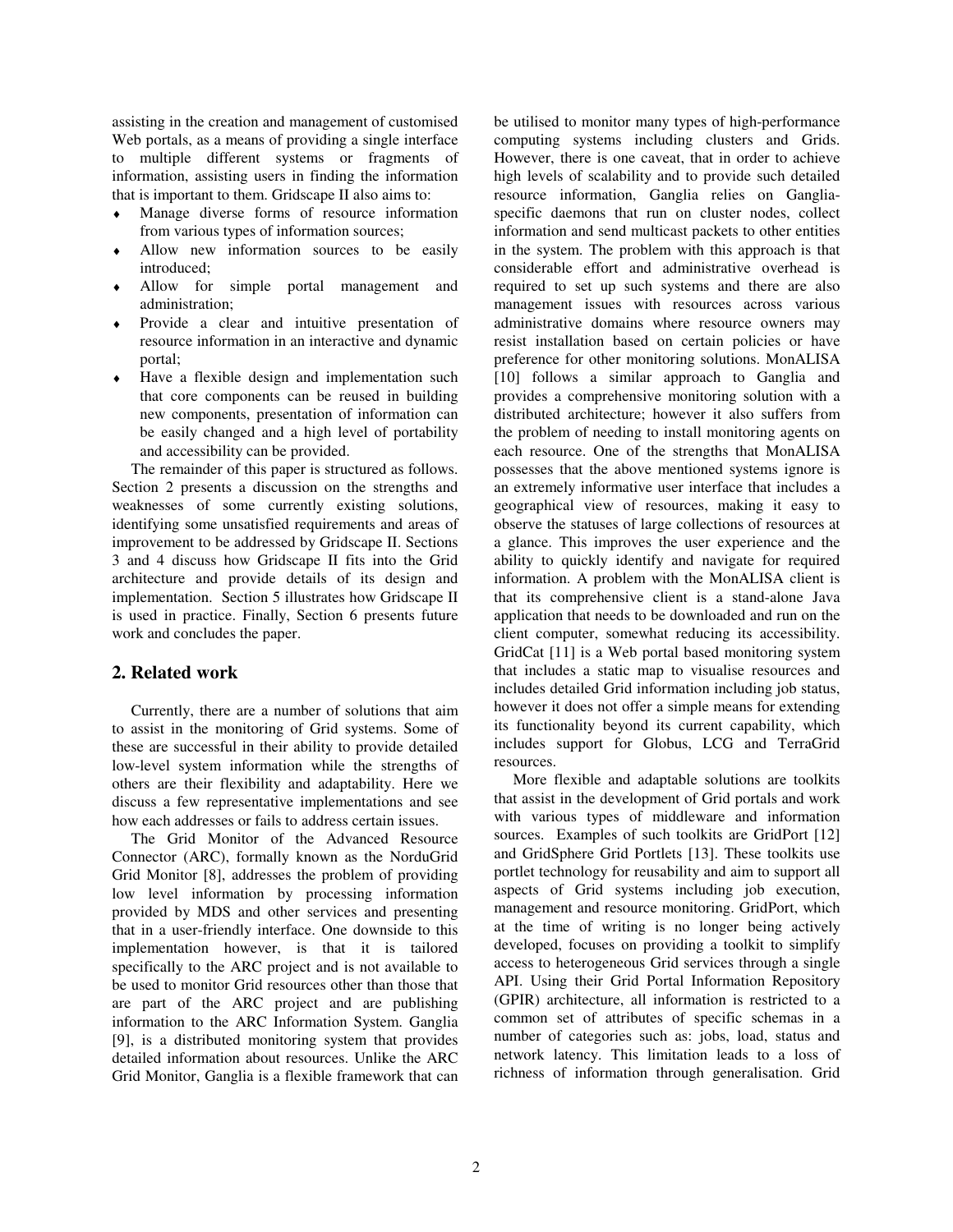assisting in the creation and management of customised Web portals, as a means of providing a single interface to multiple different systems or fragments of information, assisting users in finding the information that is important to them. Gridscape II also aims to:

- Manage diverse forms of resource information from various types of information sources;
- Allow new information sources to be easily introduced;
- Allow for simple portal management and administration;
- Provide a clear and intuitive presentation of resource information in an interactive and dynamic portal;
- Have a flexible design and implementation such that core components can be reused in building new components, presentation of information can be easily changed and a high level of portability and accessibility can be provided.

The remainder of this paper is structured as follows. Section 2 presents a discussion on the strengths and weaknesses of some currently existing solutions, identifying some unsatisfied requirements and areas of improvement to be addressed by Gridscape II. Sections 3 and 4 discuss how Gridscape II fits into the Grid architecture and provide details of its design and implementation. Section 5 illustrates how Gridscape II is used in practice. Finally, Section 6 presents future work and concludes the paper.

## 2. Related work

Currently, there are a number of solutions that aim to assist in the monitoring of Grid systems. Some of these are successful in their ability to provide detailed low-level system information while the strengths of others are their flexibility and adaptability. Here we discuss a few representative implementations and see how each addresses or fails to address certain issues.

The Grid Monitor of the Advanced Resource Connector (ARC), formally known as the NorduGrid Grid Monitor [8], addresses the problem of providing low level information by processing information provided by MDS and other services and presenting that in a user-friendly interface. One downside to this implementation however, is that it is tailored specifically to the ARC project and is not available to be used to monitor Grid resources other than those that are part of the ARC project and are publishing information to the ARC Information System. Ganglia [9], is a distributed monitoring system that provides detailed information about resources. Unlike the ARC Grid Monitor, Ganglia is a flexible framework that can be utilised to monitor many types of high-performance computing systems including clusters and Grids. However, there is one caveat, that in order to achieve high levels of scalability and to provide such detailed resource information, Ganglia relies on Ganglia-specific daemons that run on cluster nodes, collect information and send multicast packets to other entities in the system. The problem with this approach is that considerable effort and administrative overhead is required to set up such systems and there are also management issues with resources across various administrative domains where resource owners may resist installation based on certain policies or have preference for other monitoring solutions. MonALISA [10] follows a similar approach to Ganglia and provides a comprehensive monitoring solution with a distributed architecture; however it also suffers from the problem of needing to install monitoring agents on each resource. One of the strengths that MonALISA possesses that the above mentioned systems ignore is an extremely informative user interface that includes a geographical view of resources, making it easy to observe the statuses of large collections of resources at a glance. This improves the user experience and the ability to quickly identify and navigate for required information. A problem with the MonALISA client is that its comprehensive client is a stand-alone Java application that needs to be downloaded and run on the client computer, somewhat reducing its accessibility. GridCat [11] is a Web portal based monitoring system that includes a static map to visualise resources and includes detailed Grid information including job status, however it does not offer a simple means for extending its functionality beyond its current capability, which includes support for Globus, LCG and TerraGrid resources.

More flexible and adaptable solutions are toolkits that assist in the development of Grid portals and work with various types of middleware and information sources. Examples of such toolkits are GridPort [12] and GridSphere Grid Portlets [13]. These toolkits use portlet technology for reusability and aim to support all aspects of Grid systems including job execution, management and resource monitoring. GridPort, which at the time of writing is no longer being actively developed, focuses on providing a toolkit to simplify access to heterogeneous Grid services through a single API. Using their Grid Portal Information Repository (GPIR) architecture, all information is restricted to a common set of attributes of specific schemas in a number of categories such as: jobs, load, status and network latency. This limitation leads to a loss of richness of information through generalisation. Grid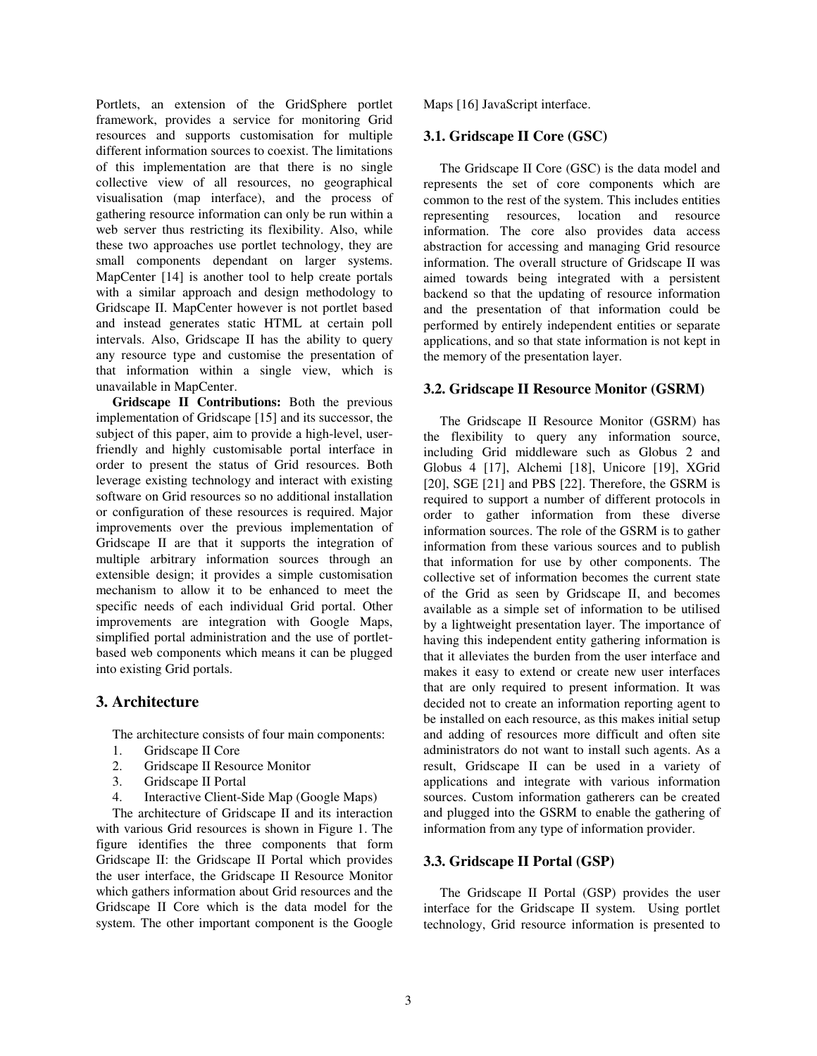Portlets, an extension of the GridSphere portlet framework, provides a service for monitoring Grid resources and supports customisation for multiple different information sources to coexist. The limitations of this implementation are that there is no single collective view of all resources, no geographical visualisation (map interface), and the process of gathering resource information can only be run within a web server thus restricting its flexibility. Also, while these two approaches use portlet technology, they are small components dependant on larger systems. MapCenter [14] is another tool to help create portals with a similar approach and design methodology to Gridscape II. MapCenter however is not portlet based and instead generates static HTML at certain poll intervals. Also, Gridscape II has the ability to query any resource type and customise the presentation of that information within a single view, which is unavailable in MapCenter.

**Gridscape II Contributions:** Both the previous implementation of Gridscape [15] and its successor, the subject of this paper, aim to provide a high-level, user-friendly and highly customisable portal interface in order to present the status of Grid resources. Both leverage existing technology and interact with existing software on Grid resources so no additional installation or configuration of these resources is required. Major improvements over the previous implementation of Gridscape II are that it supports the integration of multiple arbitrary information sources through an extensible design; it provides a simple customisation mechanism to allow it to be enhanced to meet the specific needs of each individual Grid portal. Other improvements are integration with Google Maps, simplified portal administration and the use of portlet-based web components which means it can be plugged into existing Grid portals.

## 3. Architecture

The architecture consists of four main components:

1. Gridscape II Core
2. Gridscape II Resource Monitor
3. Gridscape II Portal
4. Interactive Client-Side Map (Google Maps)

The architecture of Gridscape II and its interaction with various Grid resources is shown in Figure 1. The figure identifies the three components that form Gridscape II: the Gridscape II Portal which provides the user interface, the Gridscape II Resource Monitor which gathers information about Grid resources and the Gridscape II Core which is the data model for the system. The other important component is the Google Maps [16] JavaScript interface.

### 3.1. Gridscape II Core (GSC)

The Gridscape II Core (GSC) is the data model and represents the set of core components which are common to the rest of the system. This includes entities representing resources, location and resource information. The core also provides data access abstraction for accessing and managing Grid resource information. The overall structure of Gridscape II was aimed towards being integrated with a persistent backend so that the updating of resource information and the presentation of that information could be performed by entirely independent entities or separate applications, and so that state information is not kept in the memory of the presentation layer.

### 3.2. Gridscape II Resource Monitor (GSRM)

The Gridscape II Resource Monitor (GSRM) has the flexibility to query any information source, including Grid middleware such as Globus 2 and Globus 4 [17], Alchemi [18], Unicore [19], XGrid [20], SGE [21] and PBS [22]. Therefore, the GSRM is required to support a number of different protocols in order to gather information from these diverse information sources. The role of the GSRM is to gather information from these various sources and to publish that information for use by other components. The collective set of information becomes the current state of the Grid as seen by Gridscape II, and becomes available as a simple set of information to be utilised by a lightweight presentation layer. The importance of having this independent entity gathering information is that it alleviates the burden from the user interface and makes it easy to extend or create new user interfaces that are only required to present information. It was decided not to create an information reporting agent to be installed on each resource, as this makes initial setup and adding of resources more difficult and often site administrators do not want to install such agents. As a result, Gridscape II can be used in a variety of applications and integrate with various information sources. Custom information gatherers can be created and plugged into the GSRM to enable the gathering of information from any type of information provider.

### 3.3. Gridscape II Portal (GSP)

The Gridscape II Portal (GSP) provides the user interface for the Gridscape II system. Using portlet technology, Grid resource information is presented to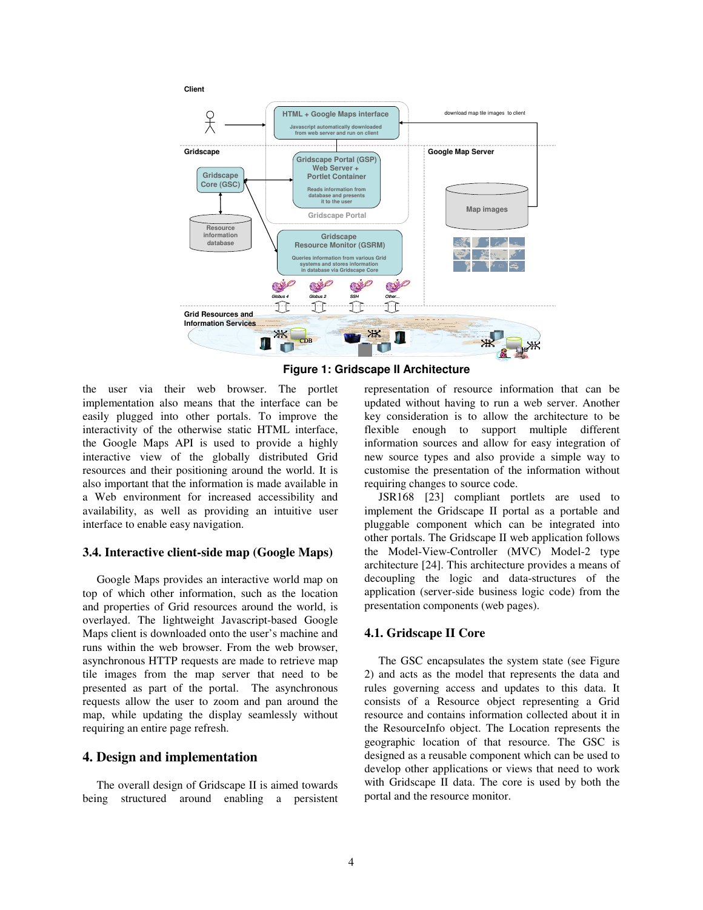Figure 1: Gridscape II Architecture

the user via their web browser. The portlet implementation also means that the interface can be easily plugged into other portals. To improve the interactivity of the otherwise static HTML interface, the Google Maps API is used to provide a highly interactive view of the globally distributed Grid resources and their positioning around the world. It is also important that the information is made available in a Web environment for increased accessibility and availability, as well as providing an intuitive user interface to enable easy navigation.

### 3.4. Interactive client-side map (Google Maps)

Google Maps provides an interactive world map on top of which other information, such as the location and properties of Grid resources around the world, is overlayed. The lightweight Javascript-based Google Maps client is downloaded onto the user's machine and runs within the web browser. From the web browser, asynchronous HTTP requests are made to retrieve map tile images from the map server that need to be presented as part of the portal. The asynchronous requests allow the user to zoom and pan around the map, while updating the display seamlessly without requiring an entire page refresh.

## 4. Design and implementation

The overall design of Gridscape II is aimed towards being structured around enabling a persistent representation of resource information that can be updated without having to run a web server. Another key consideration is to allow the architecture to be flexible enough to support multiple different information sources and allow for easy integration of new source types and also provide a simple way to customise the presentation of the information without requiring changes to source code.

JSR168 [23] compliant portlets are used to implement the Gridscape II portal as a portable and pluggable component which can be integrated into other portals. The Gridscape II web application follows the Model-View-Controller (MVC) Model-2 type architecture [24]. This architecture provides a means of decoupling the logic and data-structures of the application (server-side business logic code) from the presentation components (web pages).

### 4.1. Gridscape II Core

The GSC encapsulates the system state (see Figure 2) and acts as the model that represents the data and rules governing access and updates to this data. It consists of a Resource object representing a Grid resource and contains information collected about it in the ResourceInfo object. The Location represents the geographic location of that resource. The GSC is designed as a reusable component which can be used to develop other applications or views that need to work with Gridscape II data. The core is used by both the portal and the resource monitor.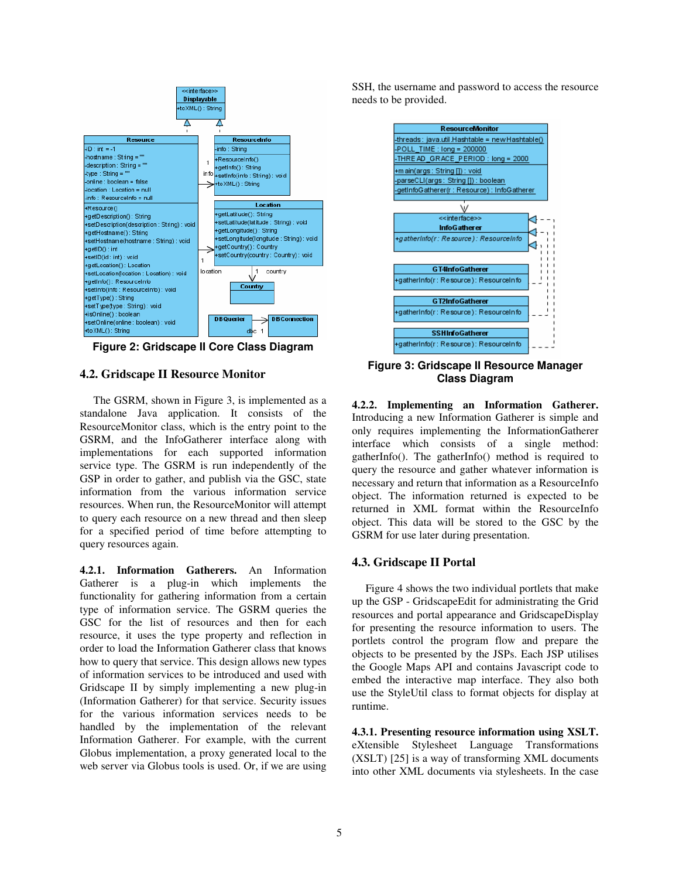<<interface>>
Displayable
+toXML() : String

Resource
-ID : int = -1
-hostname : String = ""
-description : String = ""
-type : String = ""
-online : boolean = false
-location : Location = null
-info : ResourceInfo = null
+Resource()
+getDescription() : String
+setDescription(description : String) : void
+getHostname() : String
+setHostname(hostname : String) : void
+getID() : int
+setID(id : int) : void
+getLocation() : Location
+setLocation(location : Location) : void
+getInfo() : ResourceInfo
+setInfo(info : ResourceInfo) : void
+getType() : String
+setType(type : String) : void
+isOnline() : boolean
+setOnline(online : boolean) : void
+toXML() : String

ResourceInfo
-info : String
+ResourceInfo()
+getInfo() : String
+setInfo(info : String) : void
+toXML() : String

Location
+getLatitude() : String
+setLatitude(latitude : String) : void
+getLongitude() : String
+setLongitude(longitude : String) : void
+getCountry() : Country
+setCountry(country : Country) : void

Country

DBQuerier

DBConnection

1 info

1 location

1 country

dbc 1

**Figure 2: Gridscape II Core Class Diagram**

## 4.2. Gridscape II Resource Monitor

The GSRM, shown in Figure 3, is implemented as a standalone Java application. It consists of the ResourceMonitor class, which is the entry point to the GSRM, and the InfoGatherer interface along with implementations for each supported information service type. The GSRM is run independently of the GSP in order to gather, and publish via the GSC, state information from the various information service resources. When run, the ResourceMonitor will attempt to query each resource on a new thread and then sleep for a specified period of time before attempting to query resources again.

**4.2.1. Information Gatherers.** An Information Gatherer is a plug-in which implements the functionality for gathering information from a certain type of information service. The GSRM queries the GSC for the list of resources and then for each resource, it uses the type property and reflection in order to load the Information Gatherer class that knows how to query that service. This design allows new types of information services to be introduced and used with Gridscape II by simply implementing a new plug-in (Information Gatherer) for that service. Security issues for the various information services needs to be handled by the implementation of the relevant Information Gatherer. For example, with the current Globus implementation, a proxy generated local to the web server via Globus tools is used. Or, if we are using SSH, the username and password to access the resource needs to be provided.

ResourceMonitor
-threads : java.util.Hashtable = new Hashtable()
-POLL_TIME : long = 200000
-THREAD_GRACE_PERIOD : long = 2000
+main(args : String []) : void
-parseCLI(args : String []) : boolean
-getInfoGatherer(r : Resource) : InfoGatherer

<<interface>>
InfoGatherer
+gatherInfo(r : Resource) : ResourceInfo

GT4InfoGatherer
+gatherInfo(r : Resource) : ResourceInfo

GT2InfoGatherer
+gatherInfo(r : Resource) : ResourceInfo

SSHInfoGatherer
+gatherInfo(r : Resource) : ResourceInfo

**Figure 3: Gridscape II Resource Manager Class Diagram**

**4.2.2. Implementing an Information Gatherer.** Introducing a new Information Gatherer is simple and only requires implementing the InformationGatherer interface which consists of a single method: gatherInfo(). The gatherInfo() method is required to query the resource and gather whatever information is necessary and return that information as a ResourceInfo object. The information returned is expected to be returned in XML format within the ResourceInfo object. This data will be stored to the GSC by the GSRM for use later during presentation.

## 4.3. Gridscape II Portal

Figure 4 shows the two individual portlets that make up the GSP - GridscapeEdit for administrating the Grid resources and portal appearance and GridscapeDisplay for presenting the resource information to users. The portlets control the program flow and prepare the objects to be presented by the JSPs. Each JSP utilises the Google Maps API and contains Javascript code to embed the interactive map interface. They also both use the StyleUtil class to format objects for display at runtime.

**4.3.1. Presenting resource information using XSLT.** eXtensible Stylesheet Language Transformations (XSLT) [25] is a way of transforming XML documents into other XML documents via stylesheets. In the case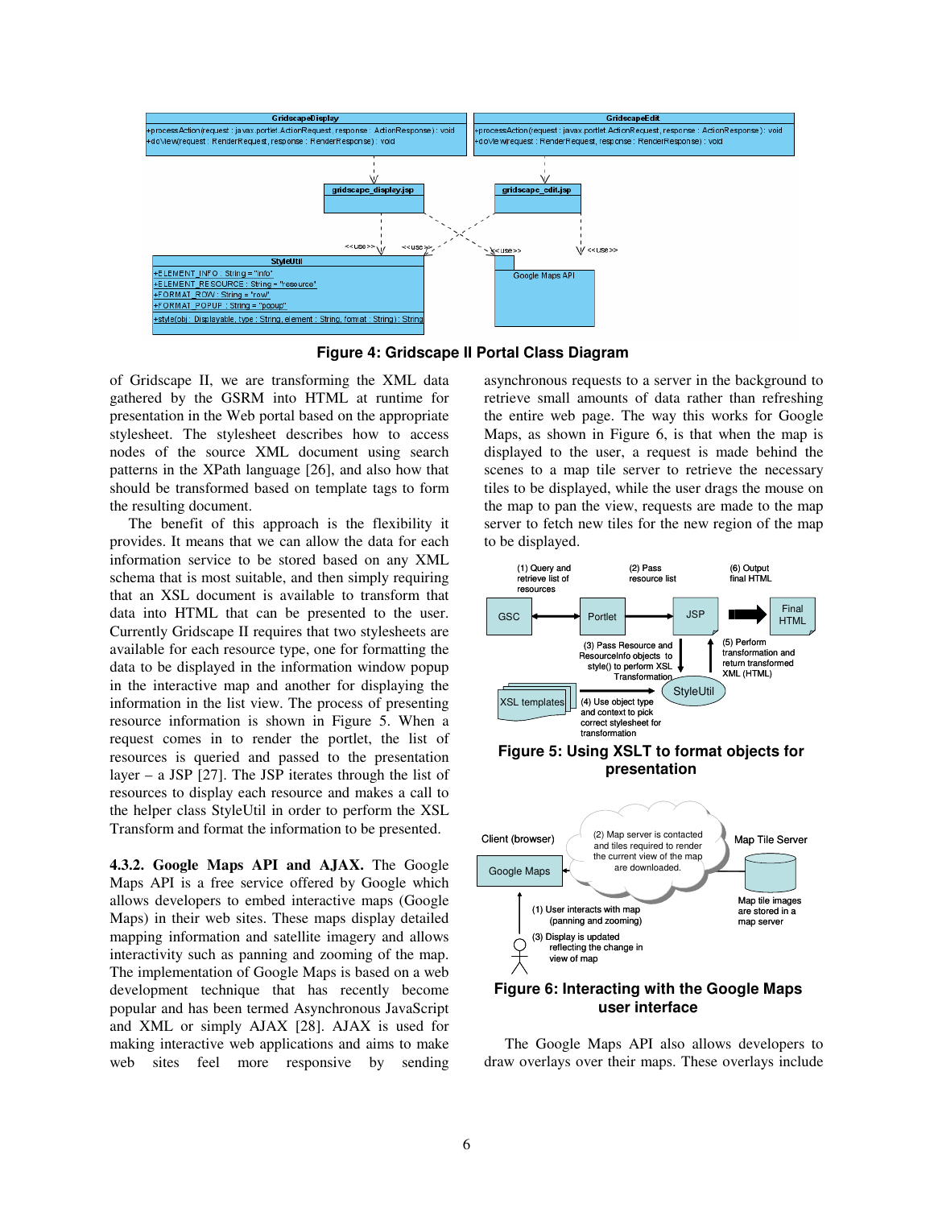**Figure 4: Gridscape II Portal Class Diagram**

of Gridscape II, we are transforming the XML data gathered by the GSRM into HTML at runtime for presentation in the Web portal based on the appropriate stylesheet. The stylesheet describes how to access nodes of the source XML document using search patterns in the XPath language [26], and also how that should be transformed based on template tags to form the resulting document.

The benefit of this approach is the flexibility it provides. It means that we can allow the data for each information service to be stored based on any XML schema that is most suitable, and then simply requiring that an XSL document is available to transform that data into HTML that can be presented to the user. Currently Gridscape II requires that two stylesheets are available for each resource type, one for formatting the data to be displayed in the information window popup in the interactive map and another for displaying the information in the list view. The process of presenting resource information is shown in Figure 5. When a request comes in to render the portlet, the list of resources is queried and passed to the presentation layer – a JSP [27]. The JSP iterates through the list of resources to display each resource and makes a call to the helper class StyleUtil in order to perform the XSL Transform and format the information to be presented.

**4.3.2. Google Maps API and AJAX.** The Google Maps API is a free service offered by Google which allows developers to embed interactive maps (Google Maps) in their web sites. These maps display detailed mapping information and satellite imagery and allows interactivity such as panning and zooming of the map. The implementation of Google Maps is based on a web development technique that has recently become popular and has been termed Asynchronous JavaScript and XML or simply AJAX [28]. AJAX is used for making interactive web applications and aims to make web sites feel more responsive by sending asynchronous requests to a server in the background to retrieve small amounts of data rather than refreshing the entire web page. The way this works for Google Maps, as shown in Figure 6, is that when the map is displayed to the user, a request is made behind the scenes to a map tile server to retrieve the necessary tiles to be displayed, while the user drags the mouse on the map to pan the view, requests are made to the map server to fetch new tiles for the new region of the map to be displayed.

**Figure 5: Using XSLT to format objects for presentation**

**Figure 6: Interacting with the Google Maps user interface**

The Google Maps API also allows developers to draw overlays over their maps. These overlays include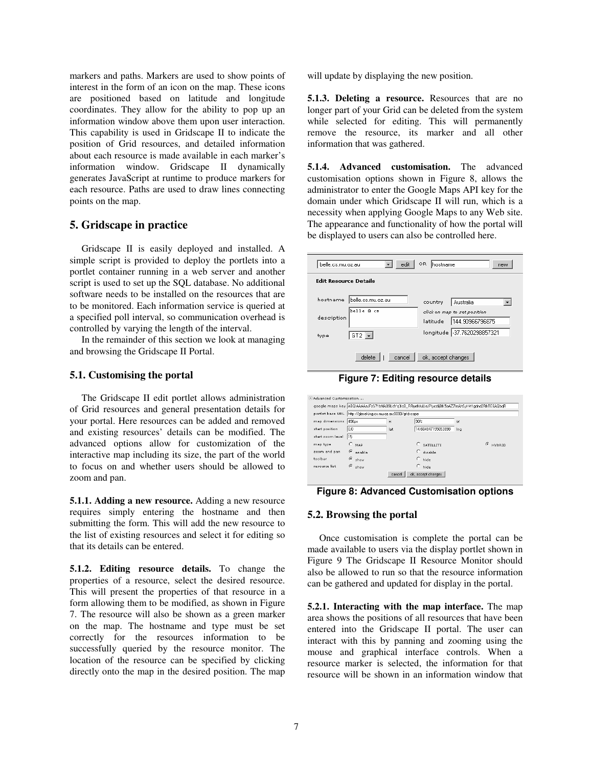markers and paths. Markers are used to show points of interest in the form of an icon on the map. These icons are positioned based on latitude and longitude coordinates. They allow for the ability to pop up an information window above them upon user interaction. This capability is used in Gridscape II to indicate the position of Grid resources, and detailed information about each resource is made available in each marker's information window. Gridscape II dynamically generates JavaScript at runtime to produce markers for each resource. Paths are used to draw lines connecting points on the map.

## 5. Gridscape in practice

Gridscape II is easily deployed and installed. A simple script is provided to deploy the portlets into a portlet container running in a web server and another script is used to set up the SQL database. No additional software needs to be installed on the resources that are to be monitored. Each information service is queried at a specified poll interval, so communication overhead is controlled by varying the length of the interval.

In the remainder of this section we look at managing and browsing the Gridscape II Portal.

### 5.1. Customising the portal

The Gridscape II edit portlet allows administration of Grid resources and general presentation details for your portal. Here resources can be added and removed and existing resources' details can be modified. The advanced options allow for customization of the interactive map including its size, the part of the world to focus on and whether users should be allowed to zoom and pan.

**5.1.1. Adding a new resource.** Adding a new resource requires simply entering the hostname and then submitting the form. This will add the new resource to the list of existing resources and select it for editing so that its details can be entered.

**5.1.2. Editing resource details.** To change the properties of a resource, select the desired resource. This will present the properties of that resource in a form allowing them to be modified, as shown in Figure 7. The resource will also be shown as a green marker on the map. The hostname and type must be set correctly for the resources information to be successfully queried by the resource monitor. The location of the resource can be specified by clicking directly onto the map in the desired position. The map will update by displaying the new position.

**5.1.3. Deleting a resource.** Resources that are no longer part of your Grid can be deleted from the system while selected for editing. This will permanently remove the resource, its marker and all other information that was gathered.

**5.1.4. Advanced customisation.** The advanced customisation options shown in Figure 8, allows the administrator to enter the Google Maps API key for the domain under which Gridscape II will run, which is a necessity when applying Google Maps to any Web site. The appearance and functionality of how the portal will be displayed to users can also be controlled here.

**Figure 7: Editing resource details**

**Figure 8: Advanced Customisation options**

### 5.2. Browsing the portal

Once customisation is complete the portal can be made available to users via the display portlet shown in Figure 9 The Gridscape II Resource Monitor should also be allowed to run so that the resource information can be gathered and updated for display in the portal.

**5.2.1. Interacting with the map interface.** The map area shows the positions of all resources that have been entered into the Gridscape II portal. The user can interact with this by panning and zooming using the mouse and graphical interface controls. When a resource marker is selected, the information for that resource will be shown in an information window that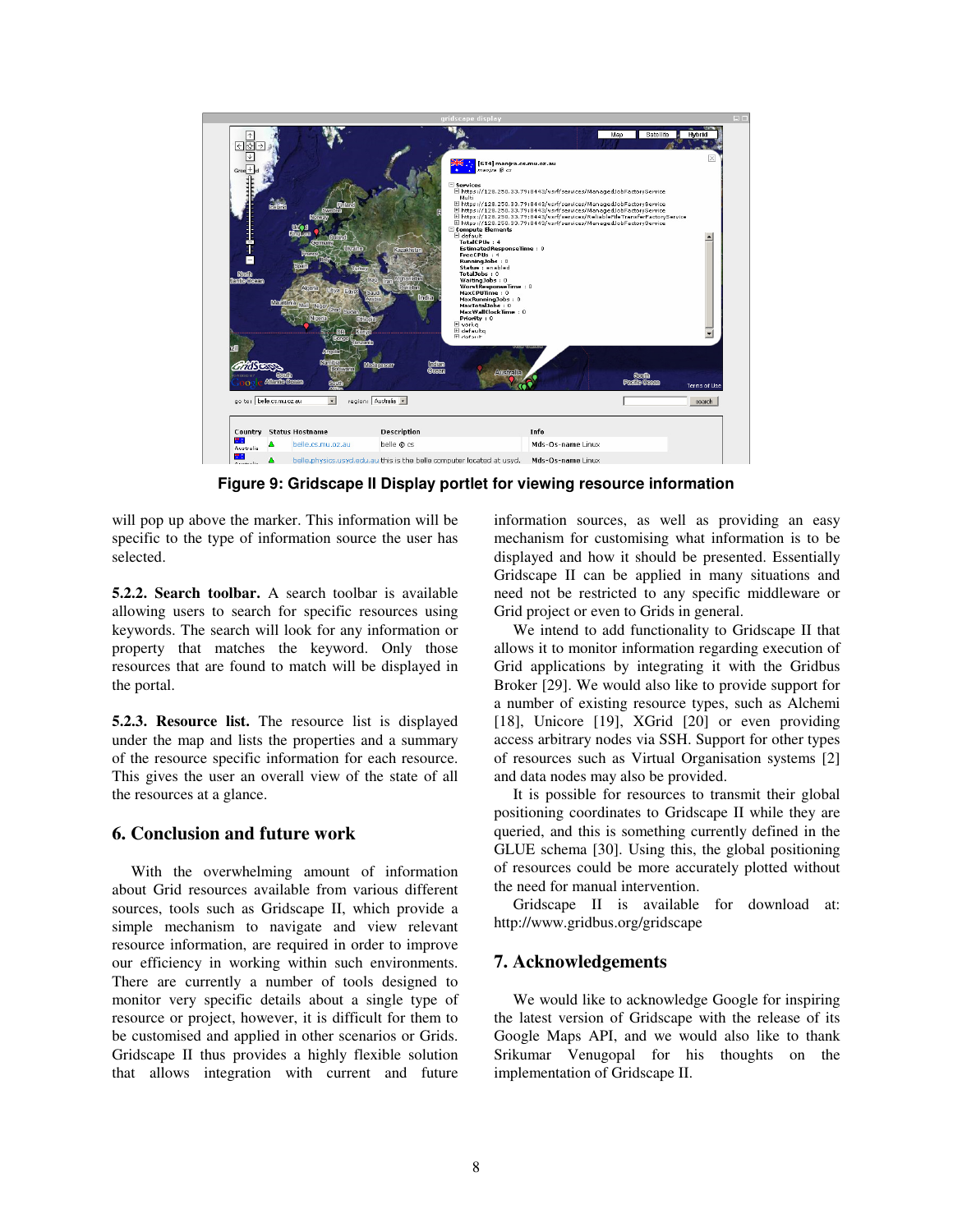**Figure 9: Gridscape II Display portlet for viewing resource information**

will pop up above the marker. This information will be specific to the type of information source the user has selected.

**5.2.2. Search toolbar.** A search toolbar is available allowing users to search for specific resources using keywords. The search will look for any information or property that matches the keyword. Only those resources that are found to match will be displayed in the portal.

**5.2.3. Resource list.** The resource list is displayed under the map and lists the properties and a summary of the resource specific information for each resource. This gives the user an overall view of the state of all the resources at a glance.

## 6. Conclusion and future work

With the overwhelming amount of information about Grid resources available from various different sources, tools such as Gridscape II, which provide a simple mechanism to navigate and view relevant resource information, are required in order to improve our efficiency in working within such environments. There are currently a number of tools designed to monitor very specific details about a single type of resource or project, however, it is difficult for them to be customised and applied in other scenarios or Grids. Gridscape II thus provides a highly flexible solution that allows integration with current and future information sources, as well as providing an easy mechanism for customising what information is to be displayed and how it should be presented. Essentially Gridscape II can be applied in many situations and need not be restricted to any specific middleware or Grid project or even to Grids in general.

We intend to add functionality to Gridscape II that allows it to monitor information regarding execution of Grid applications by integrating it with the Gridbus Broker [29]. We would also like to provide support for a number of existing resource types, such as Alchemi [18], Unicore [19], XGrid [20] or even providing access arbitrary nodes via SSH. Support for other types of resources such as Virtual Organisation systems [2] and data nodes may also be provided.

It is possible for resources to transmit their global positioning coordinates to Gridscape II while they are queried, and this is something currently defined in the GLUE schema [30]. Using this, the global positioning of resources could be more accurately plotted without the need for manual intervention.

Gridscape II is available for download at: http://www.gridbus.org/gridscape

## 7. Acknowledgements

We would like to acknowledge Google for inspiring the latest version of Gridscape with the release of its Google Maps API, and we would also like to thank Srikumar Venugopal for his thoughts on the implementation of Gridscape II.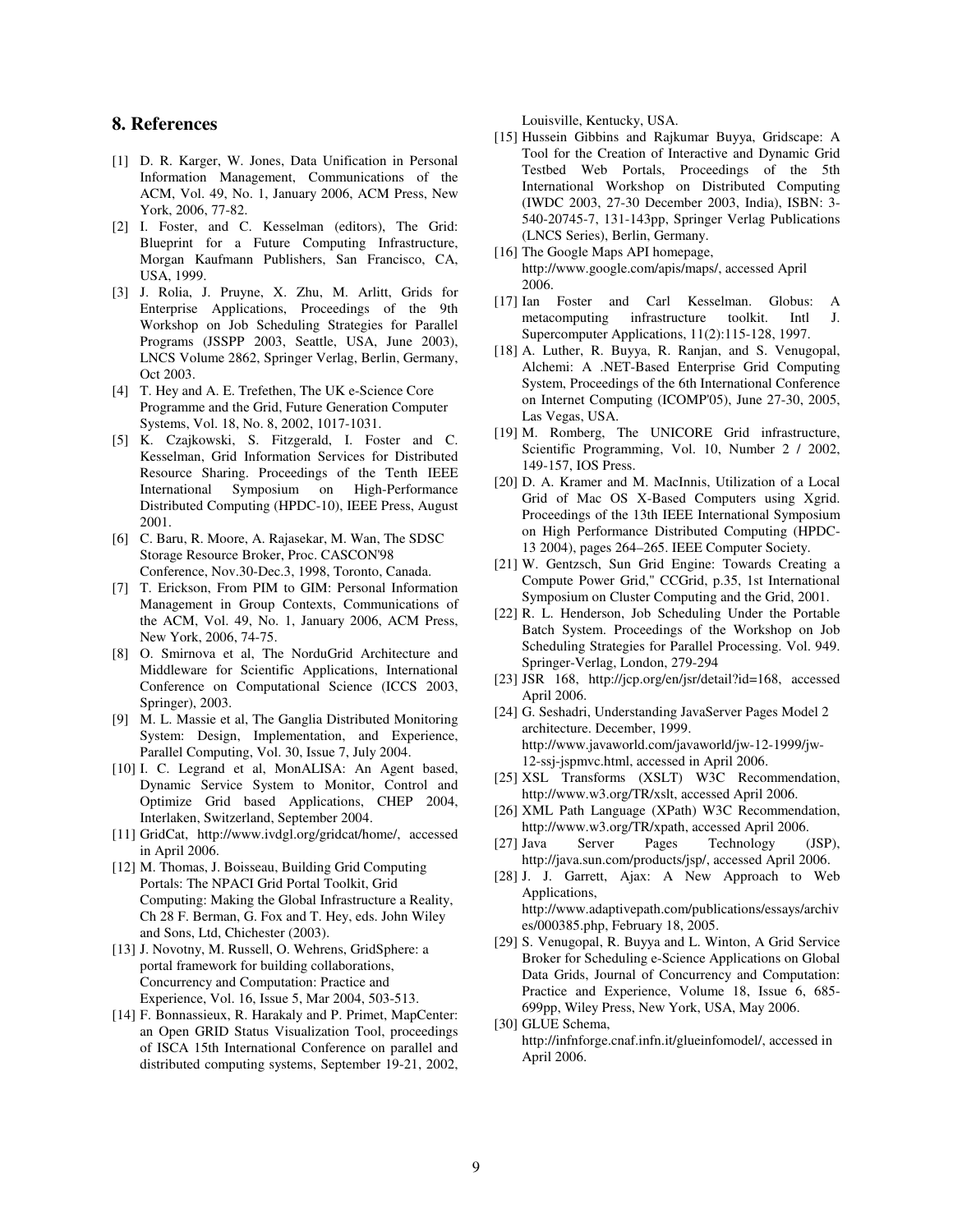## 8. References

[1] D. R. Karger, W. Jones, Data Unification in Personal Information Management, Communications of the ACM, Vol. 49, No. 1, January 2006, ACM Press, New York, 2006, 77-82.

[2] I. Foster, and C. Kesselman (editors), The Grid: Blueprint for a Future Computing Infrastructure, Morgan Kaufmann Publishers, San Francisco, CA, USA, 1999.

[3] J. Rolia, J. Pruyne, X. Zhu, M. Arlitt, Grids for Enterprise Applications, Proceedings of the 9th Workshop on Job Scheduling Strategies for Parallel Programs (JSSPP 2003, Seattle, USA, June 2003), LNCS Volume 2862, Springer Verlag, Berlin, Germany, Oct 2003.

[4] T. Hey and A. E. Trefethen, The UK e-Science Core Programme and the Grid, Future Generation Computer Systems, Vol. 18, No. 8, 2002, 1017-1031.

[5] K. Czajkowski, S. Fitzgerald, I. Foster and C. Kesselman, Grid Information Services for Distributed Resource Sharing. Proceedings of the Tenth IEEE International Symposium on High-Performance Distributed Computing (HPDC-10), IEEE Press, August 2001.

[6] C. Baru, R. Moore, A. Rajasekar, M. Wan, The SDSC Storage Resource Broker, Proc. CASCON'98 Conference, Nov.30-Dec.3, 1998, Toronto, Canada.

[7] T. Erickson, From PIM to GIM: Personal Information Management in Group Contexts, Communications of the ACM, Vol. 49, No. 1, January 2006, ACM Press, New York, 2006, 74-75.

[8] O. Smirnova et al, The NorduGrid Architecture and Middleware for Scientific Applications, International Conference on Computational Science (ICCS 2003, Springer), 2003.

[9] M. L. Massie et al, The Ganglia Distributed Monitoring System: Design, Implementation, and Experience, Parallel Computing, Vol. 30, Issue 7, July 2004.

[10] I. C. Legrand et al, MonALISA: An Agent based, Dynamic Service System to Monitor, Control and Optimize Grid based Applications, CHEP 2004, Interlaken, Switzerland, September 2004.

[11] GridCat, http://www.ivdgl.org/gridcat/home/, accessed in April 2006.

[12] M. Thomas, J. Boisseau, Building Grid Computing Portals: The NPACI Grid Portal Toolkit, Grid Computing: Making the Global Infrastructure a Reality, Ch 28 F. Berman, G. Fox and T. Hey, eds. John Wiley and Sons, Ltd, Chichester (2003).

[13] J. Novotny, M. Russell, O. Wehrens, GridSphere: a portal framework for building collaborations, Concurrency and Computation: Practice and Experience, Vol. 16, Issue 5, Mar 2004, 503-513.

[14] F. Bonnassieux, R. Harakaly and P. Primet, MapCenter: an Open GRID Status Visualization Tool, proceedings of ISCA 15th International Conference on parallel and distributed computing systems, September 19-21, 2002, Louisville, Kentucky, USA.

[15] Hussein Gibbins and Rajkumar Buyya, Gridscape: A Tool for the Creation of Interactive and Dynamic Grid Testbed Web Portals, Proceedings of the 5th International Workshop on Distributed Computing (IWDC 2003, 27-30 December 2003, India), ISBN: 3-540-20745-7, 131-143pp, Springer Verlag Publications (LNCS Series), Berlin, Germany.

[16] The Google Maps API homepage, http://www.google.com/apis/maps/, accessed April 2006.

[17] Ian Foster and Carl Kesselman. Globus: A metacomputing infrastructure toolkit. Intl J. Supercomputer Applications, 11(2):115-128, 1997.

[18] A. Luther, R. Buyya, R. Ranjan, and S. Venugopal, Alchemi: A .NET-Based Enterprise Grid Computing System, Proceedings of the 6th International Conference on Internet Computing (ICOMP'05), June 27-30, 2005, Las Vegas, USA.

[19] M. Romberg, The UNICORE Grid infrastructure, Scientific Programming, Vol. 10, Number 2 / 2002, 149-157, IOS Press.

[20] D. A. Kramer and M. MacInnis, Utilization of a Local Grid of Mac OS X-Based Computers using Xgrid. Proceedings of the 13th IEEE International Symposium on High Performance Distributed Computing (HPDC-13 2004), pages 264–265. IEEE Computer Society.

[21] W. Gentzsch, Sun Grid Engine: Towards Creating a Compute Power Grid," CCGrid, p.35, 1st International Symposium on Cluster Computing and the Grid, 2001.

[22] R. L. Henderson, Job Scheduling Under the Portable Batch System. Proceedings of the Workshop on Job Scheduling Strategies for Parallel Processing. Vol. 949. Springer-Verlag, London, 279-294

[23] JSR 168, http://jcp.org/en/jsr/detail?id=168, accessed April 2006.

[24] G. Seshadri, Understanding JavaServer Pages Model 2 architecture. December, 1999. http://www.javaworld.com/javaworld/jw-12-1999/jw-12-ssj-jspmvc.html, accessed in April 2006.

[25] XSL Transforms (XSLT) W3C Recommendation, http://www.w3.org/TR/xslt, accessed April 2006.

[26] XML Path Language (XPath) W3C Recommendation, http://www.w3.org/TR/xpath, accessed April 2006.

[27] Java Server Pages Technology (JSP), http://java.sun.com/products/jsp/, accessed April 2006.

[28] J. J. Garrett, Ajax: A New Approach to Web Applications, http://www.adaptivepath.com/publications/essays/archives/000385.php, February 18, 2005.

[29] S. Venugopal, R. Buyya and L. Winton, A Grid Service Broker for Scheduling e-Science Applications on Global Data Grids, Journal of Concurrency and Computation: Practice and Experience, Volume 18, Issue 6, 685-699pp, Wiley Press, New York, USA, May 2006.

[30] GLUE Schema, http://infnforge.cnaf.infn.it/glueinfomodel/, accessed in April 2006.